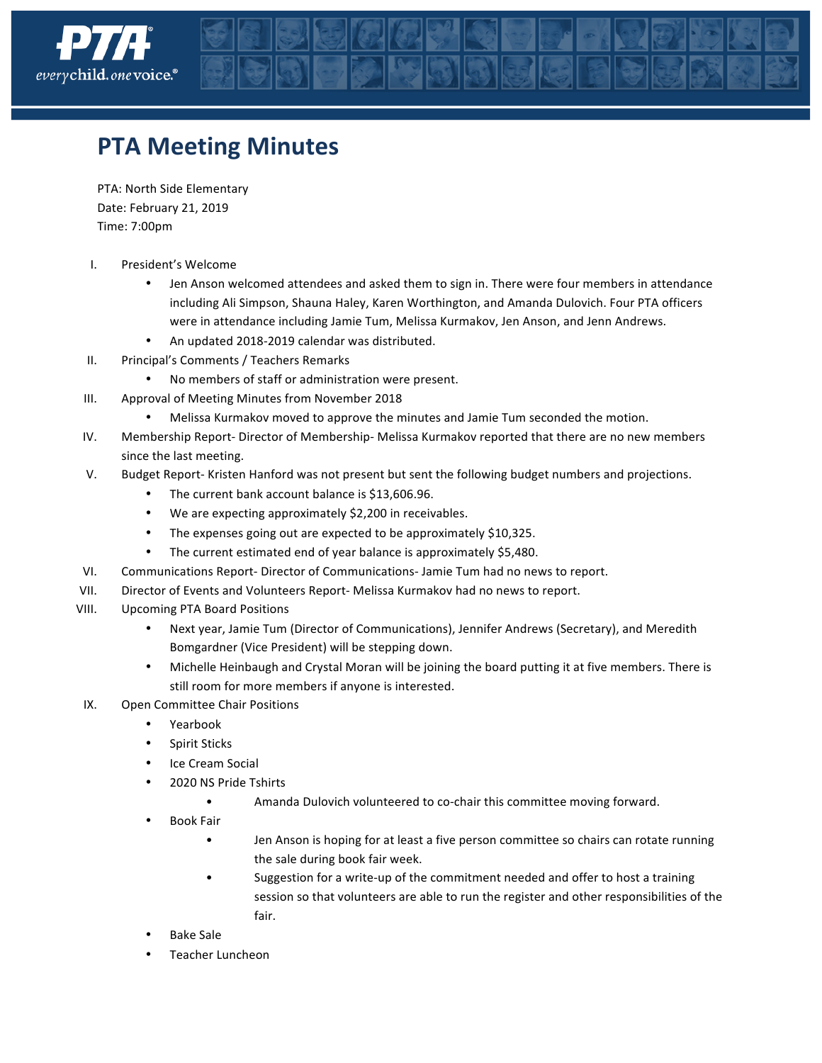# PTA Meeting Minutes

PTA: North Side Elementary
Date: February 21, 2019
Time: 7:00pm

I. President's Welcome
   - Jen Anson welcomed attendees and asked them to sign in. There were four members in attendance including Ali Simpson, Shauna Haley, Karen Worthington, and Amanda Dulovich. Four PTA officers were in attendance including Jamie Tum, Melissa Kurmakov, Jen Anson, and Jenn Andrews.
   - An updated 2018-2019 calendar was distributed.

II. Principal's Comments / Teachers Remarks
   - No members of staff or administration were present.

III. Approval of Meeting Minutes from November 2018
   - Melissa Kurmakov moved to approve the minutes and Jamie Tum seconded the motion.

IV. Membership Report- Director of Membership- Melissa Kurmakov reported that there are no new members since the last meeting.

V. Budget Report- Kristen Hanford was not present but sent the following budget numbers and projections.
   - The current bank account balance is $13,606.96.
   - We are expecting approximately $2,200 in receivables.
   - The expenses going out are expected to be approximately $10,325.
   - The current estimated end of year balance is approximately $5,480.

VI. Communications Report- Director of Communications- Jamie Tum had no news to report.

VII. Director of Events and Volunteers Report- Melissa Kurmakov had no news to report.

VIII. Upcoming PTA Board Positions
   - Next year, Jamie Tum (Director of Communications), Jennifer Andrews (Secretary), and Meredith Bomgardner (Vice President) will be stepping down.
   - Michelle Heinbaugh and Crystal Moran will be joining the board putting it at five members. There is still room for more members if anyone is interested.

IX. Open Committee Chair Positions
   - Yearbook
   - Spirit Sticks
   - Ice Cream Social
   - 2020 NS Pride Tshirts
     - Amanda Dulovich volunteered to co-chair this committee moving forward.
   - Book Fair
     - Jen Anson is hoping for at least a five person committee so chairs can rotate running the sale during book fair week.
     - Suggestion for a write-up of the commitment needed and offer to host a training session so that volunteers are able to run the register and other responsibilities of the fair.
   - Bake Sale
   - Teacher Luncheon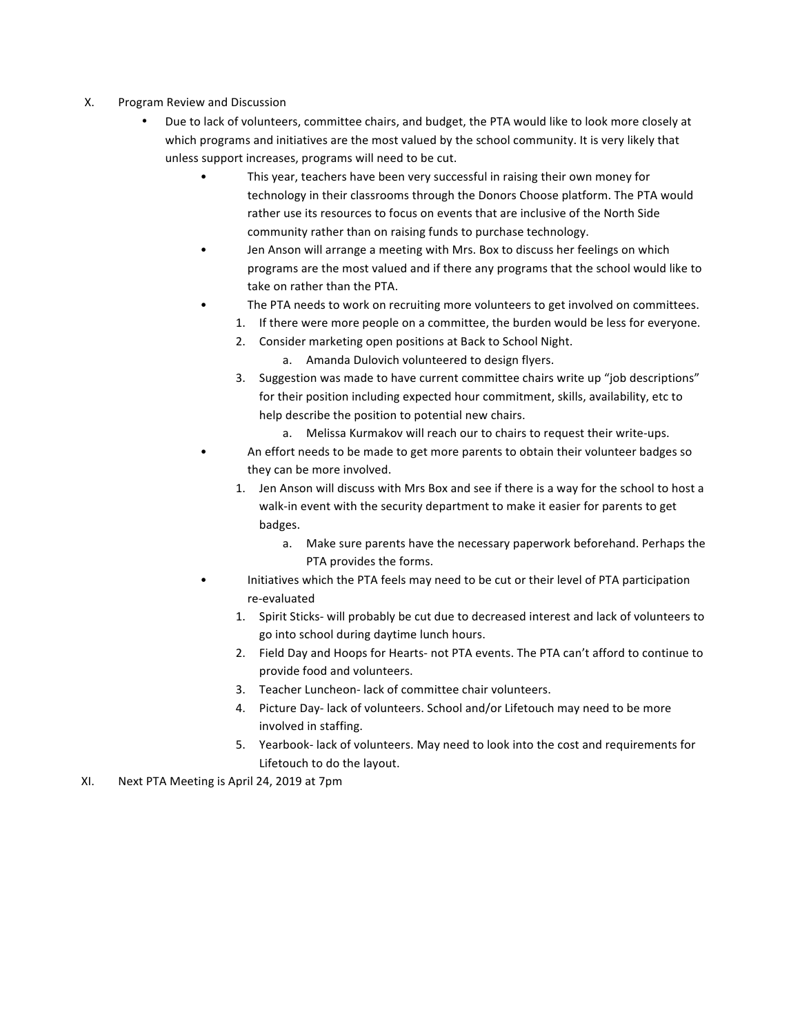X. Program Review and Discussion

- Due to lack of volunteers, committee chairs, and budget, the PTA would like to look more closely at which programs and initiatives are the most valued by the school community. It is very likely that unless support increases, programs will need to be cut.
    - This year, teachers have been very successful in raising their own money for technology in their classrooms through the Donors Choose platform. The PTA would rather use its resources to focus on events that are inclusive of the North Side community rather than on raising funds to purchase technology.
    - Jen Anson will arrange a meeting with Mrs. Box to discuss her feelings on which programs are the most valued and if there any programs that the school would like to take on rather than the PTA.
    - The PTA needs to work on recruiting more volunteers to get involved on committees.
        1. If there were more people on a committee, the burden would be less for everyone.
        2. Consider marketing open positions at Back to School Night.
            a. Amanda Dulovich volunteered to design flyers.
        3. Suggestion was made to have current committee chairs write up "job descriptions" for their position including expected hour commitment, skills, availability, etc to help describe the position to potential new chairs.
            a. Melissa Kurmakov will reach our to chairs to request their write-ups.
    - An effort needs to be made to get more parents to obtain their volunteer badges so they can be more involved.
        1. Jen Anson will discuss with Mrs Box and see if there is a way for the school to host a walk-in event with the security department to make it easier for parents to get badges.
            a. Make sure parents have the necessary paperwork beforehand. Perhaps the PTA provides the forms.
    - Initiatives which the PTA feels may need to be cut or their level of PTA participation re-evaluated
        1. Spirit Sticks- will probably be cut due to decreased interest and lack of volunteers to go into school during daytime lunch hours.
        2. Field Day and Hoops for Hearts- not PTA events. The PTA can't afford to continue to provide food and volunteers.
        3. Teacher Luncheon- lack of committee chair volunteers.
        4. Picture Day- lack of volunteers. School and/or Lifetouch may need to be more involved in staffing.
        5. Yearbook- lack of volunteers. May need to look into the cost and requirements for Lifetouch to do the layout.

XI. Next PTA Meeting is April 24, 2019 at 7pm